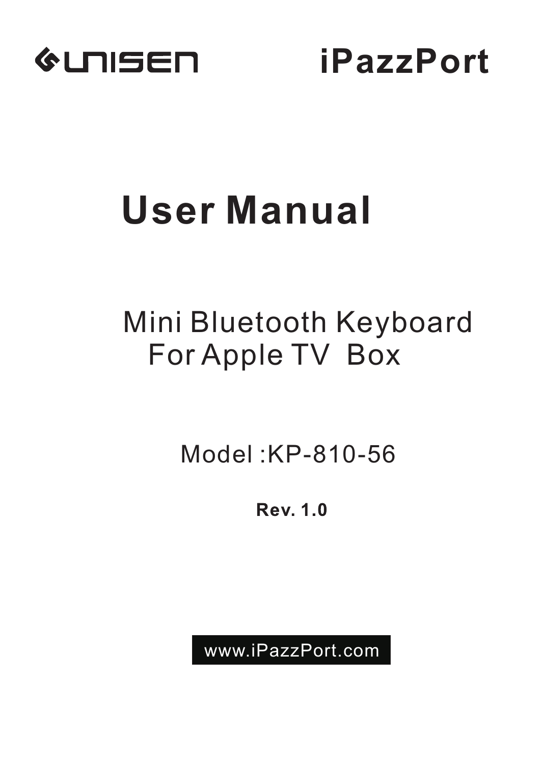UNISEN iPazzPort

# User Manual

## Mini Bluetooth Keyboard For Apple TV Box

Model :KP-810-56

**Rev. 1.0**

www.iPazzPort.com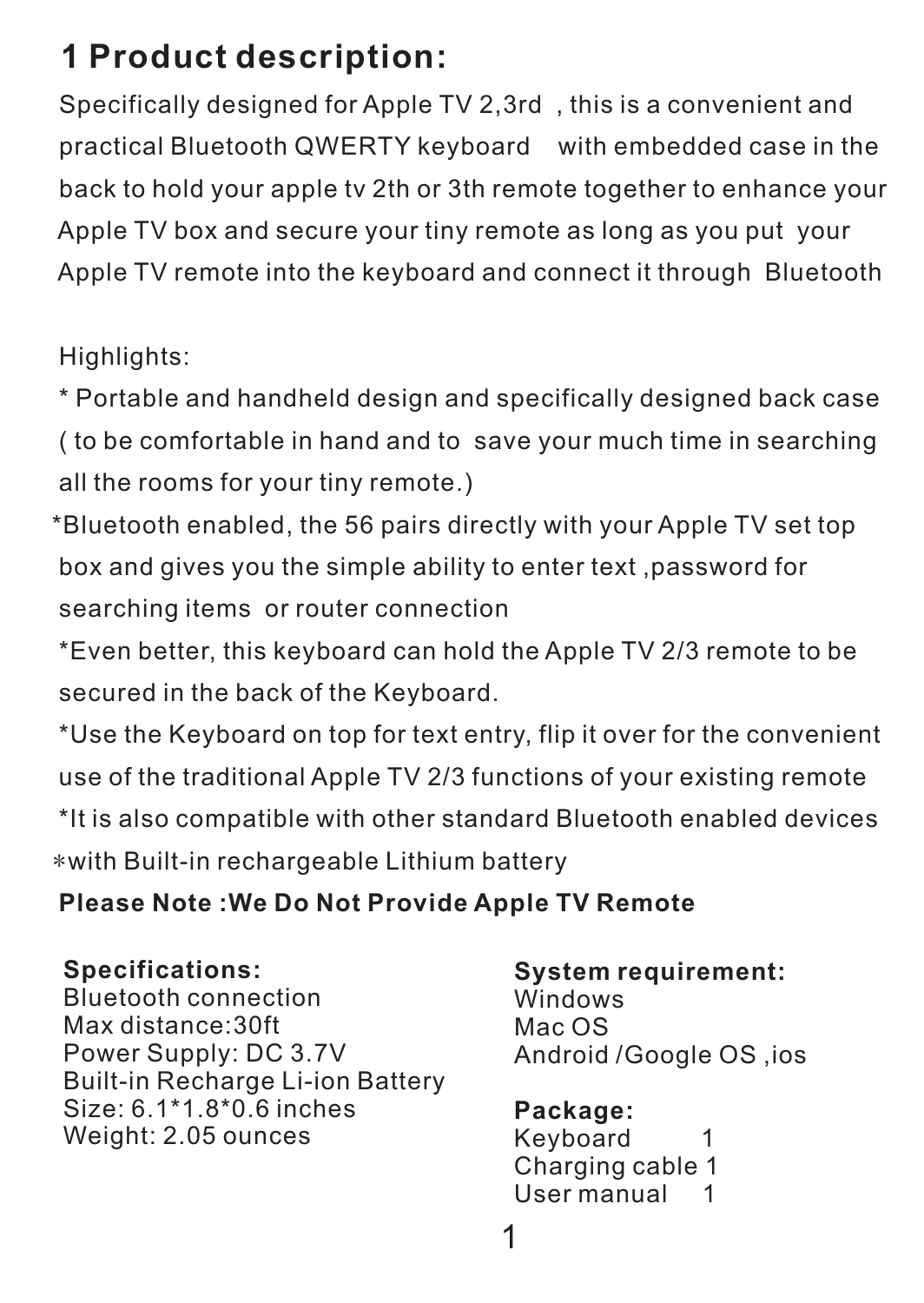# 1 Product description:

Specifically designed for Apple TV 2,3rd , this is a convenient and practical Bluetooth QWERTY keyboard with embedded case in the back to hold your apple tv 2th or 3th remote together to enhance your Apple TV box and secure your tiny remote as long as you put your Apple TV remote into the keyboard and connect it through Bluetooth

Highlights:

* Portable and handheld design and specifically designed back case ( to be comfortable in hand and to save your much time in searching all the rooms for your tiny remote.)
*Bluetooth enabled, the 56 pairs directly with your Apple TV set top box and gives you the simple ability to enter text ,password for searching items or router connection
*Even better, this keyboard can hold the Apple TV 2/3 remote to be secured in the back of the Keyboard.
*Use the Keyboard on top for text entry, flip it over for the convenient use of the traditional Apple TV 2/3 functions of your existing remote
*It is also compatible with other standard Bluetooth enabled devices
∗with Built-in rechargeable Lithium battery

**Please Note :We Do Not Provide Apple TV Remote**

**Specifications:**
Bluetooth connection
Max distance:30ft
Power Supply: DC 3.7V
Built-in Recharge Li-ion Battery
Size: 6.1*1.8*0.6 inches
Weight: 2.05 ounces

**System requirement:**
Windows
Mac OS
Android /Google OS ,ios

**Package:**
Keyboard 1
Charging cable 1
User manual 1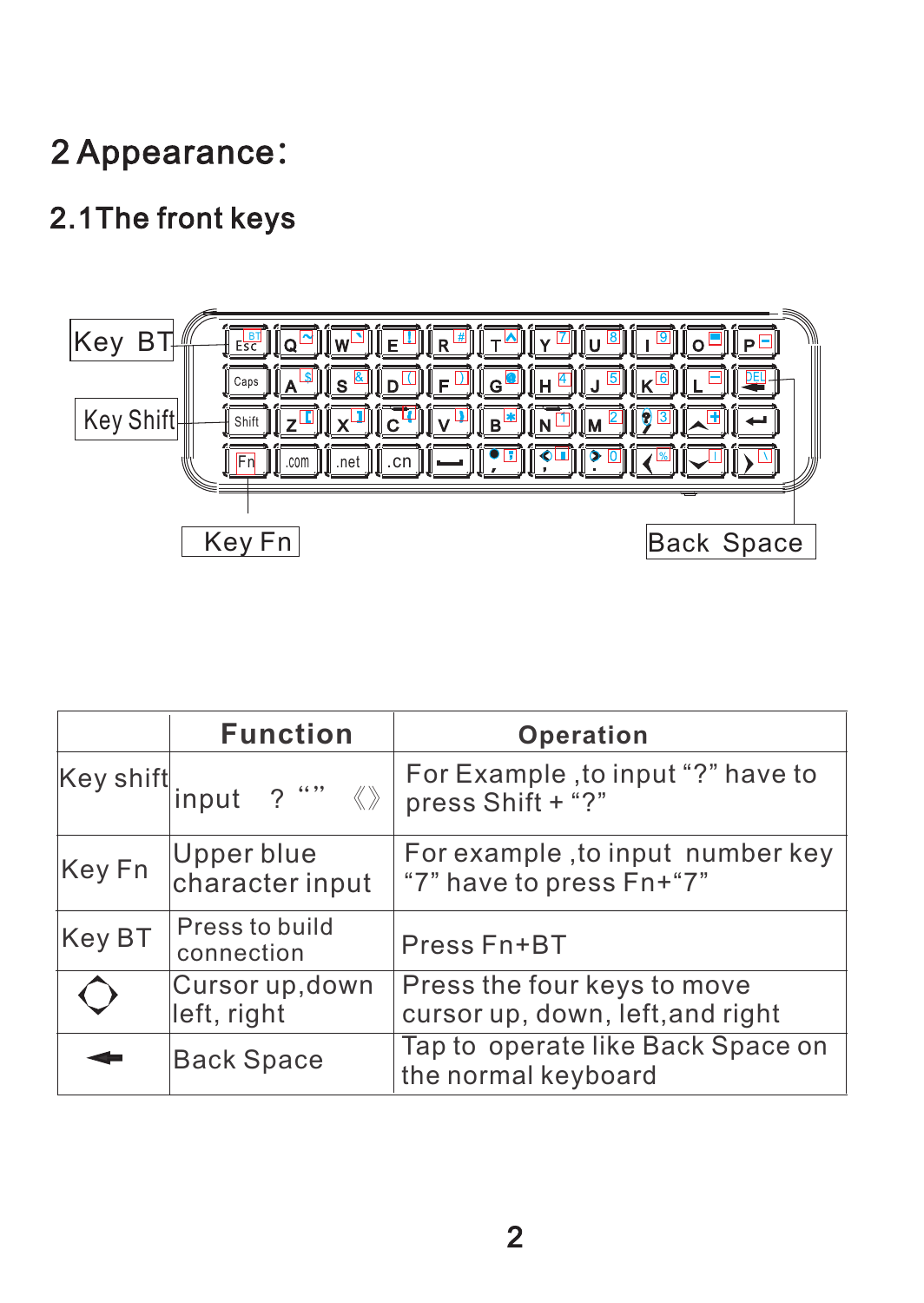# 2 Appearance:

## 2.1The front keys

Key BT

Key Shift

Key Fn

Back Space

| | Function | Operation |
|---|---|---|
| Key shift | input ? “” 《》 | For Example ,to input “?” have to press Shift + “?” |
| Key Fn | Upper blue character input | For example ,to input number key “7” have to press Fn+“7” |
| Key BT | Press to build connection | Press Fn+BT |
| ◇ | Cursor up,down left, right | Press the four keys to move cursor up, down, left,and right |
| ← | Back Space | Tap to operate like Back Space on the normal keyboard |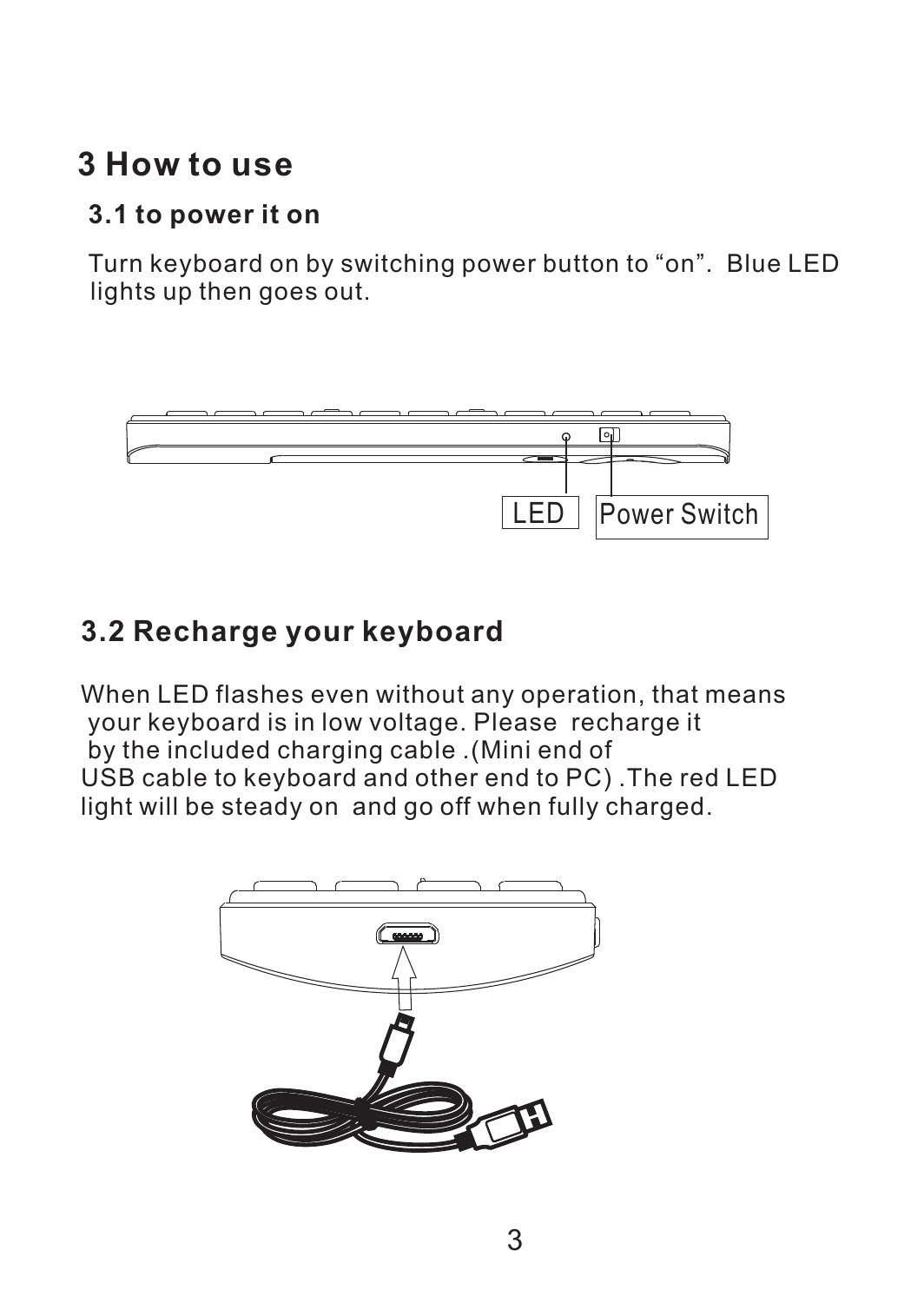# 3 How to use

## 3.1 to power it on

Turn keyboard on by switching power button to "on". Blue LED lights up then goes out.

LED

Power Switch

## 3.2 Recharge your keyboard

When LED flashes even without any operation, that means your keyboard is in low voltage. Please recharge it by the included charging cable .(Mini end of USB cable to keyboard and other end to PC) .The red LED light will be steady on and go off when fully charged.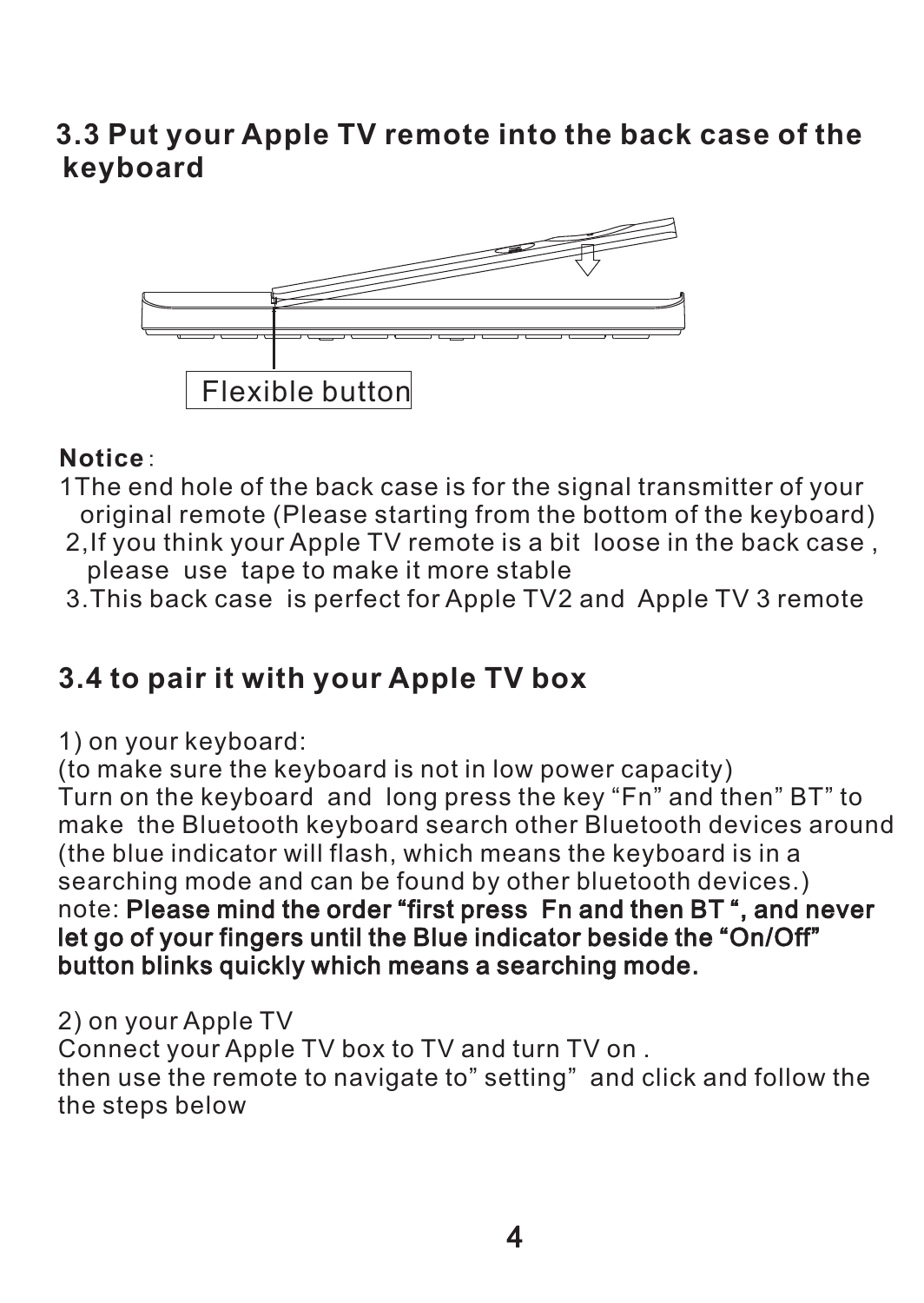## 3.3 Put your Apple TV remote into the back case of the keyboard

Flexible button

**Notice**:

1The end hole of the back case is for the signal transmitter of your original remote (Please starting from the bottom of the keyboard)

2,If you think your Apple TV remote is a bit loose in the back case , please use tape to make it more stable

3.This back case is perfect for Apple TV2 and Apple TV 3 remote

## 3.4 to pair it with your Apple TV box

1) on your keyboard:

(to make sure the keyboard is not in low power capacity)
Turn on the keyboard and long press the key "Fn" and then" BT" to make the Bluetooth keyboard search other Bluetooth devices around (the blue indicator will flash, which means the keyboard is in a searching mode and can be found by other bluetooth devices.)
note: **Please mind the order "first press Fn and then BT ", and never let go of your fingers until the Blue indicator beside the "On/Off" button blinks quickly which means a searching mode.**

2) on your Apple TV

Connect your Apple TV box to TV and turn TV on .
then use the remote to navigate to" setting" and click and follow the the steps below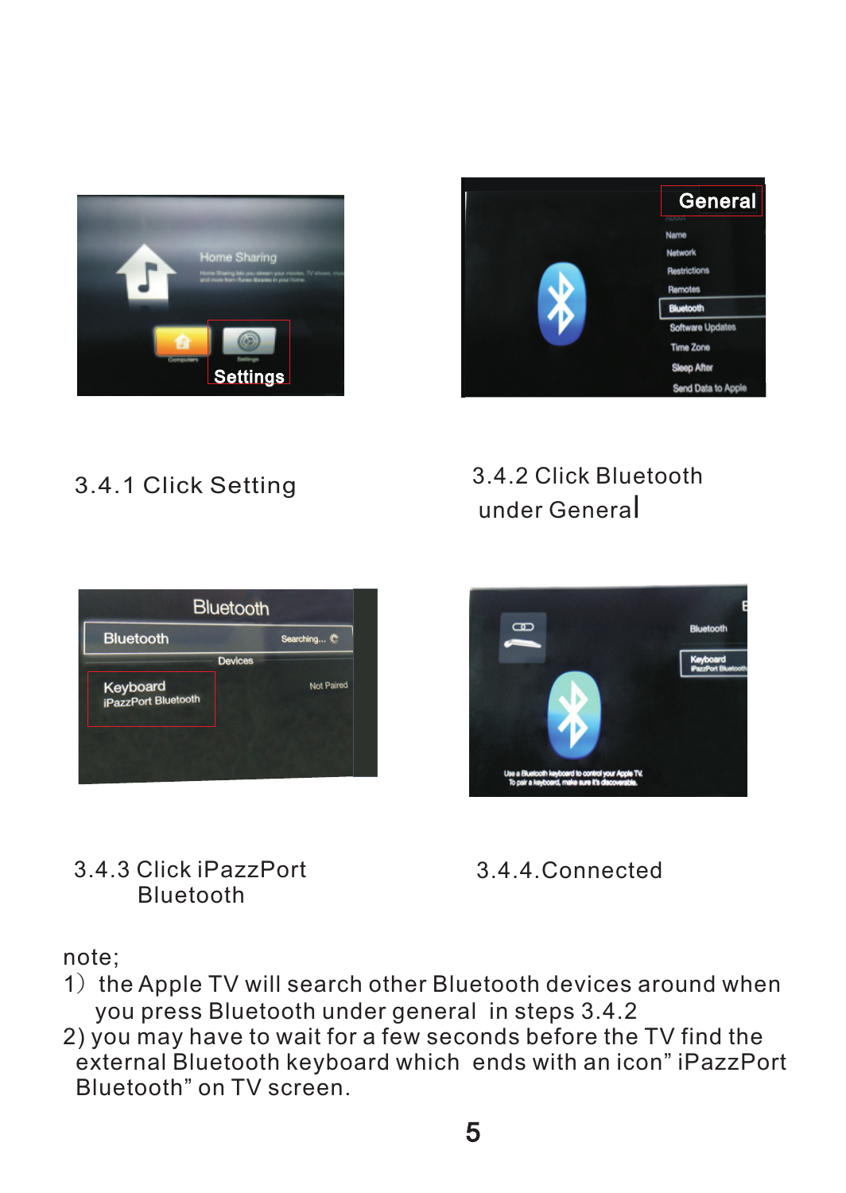3.4.1 Click Setting

3.4.2 Click Bluetooth under General

3.4.3 Click iPazzPort Bluetooth

3.4.4.Connected

note;

1） the Apple TV will search other Bluetooth devices around when you press Bluetooth under general in steps 3.4.2

2) you may have to wait for a few seconds before the TV find the external Bluetooth keyboard which ends with an icon” iPazzPort Bluetooth” on TV screen.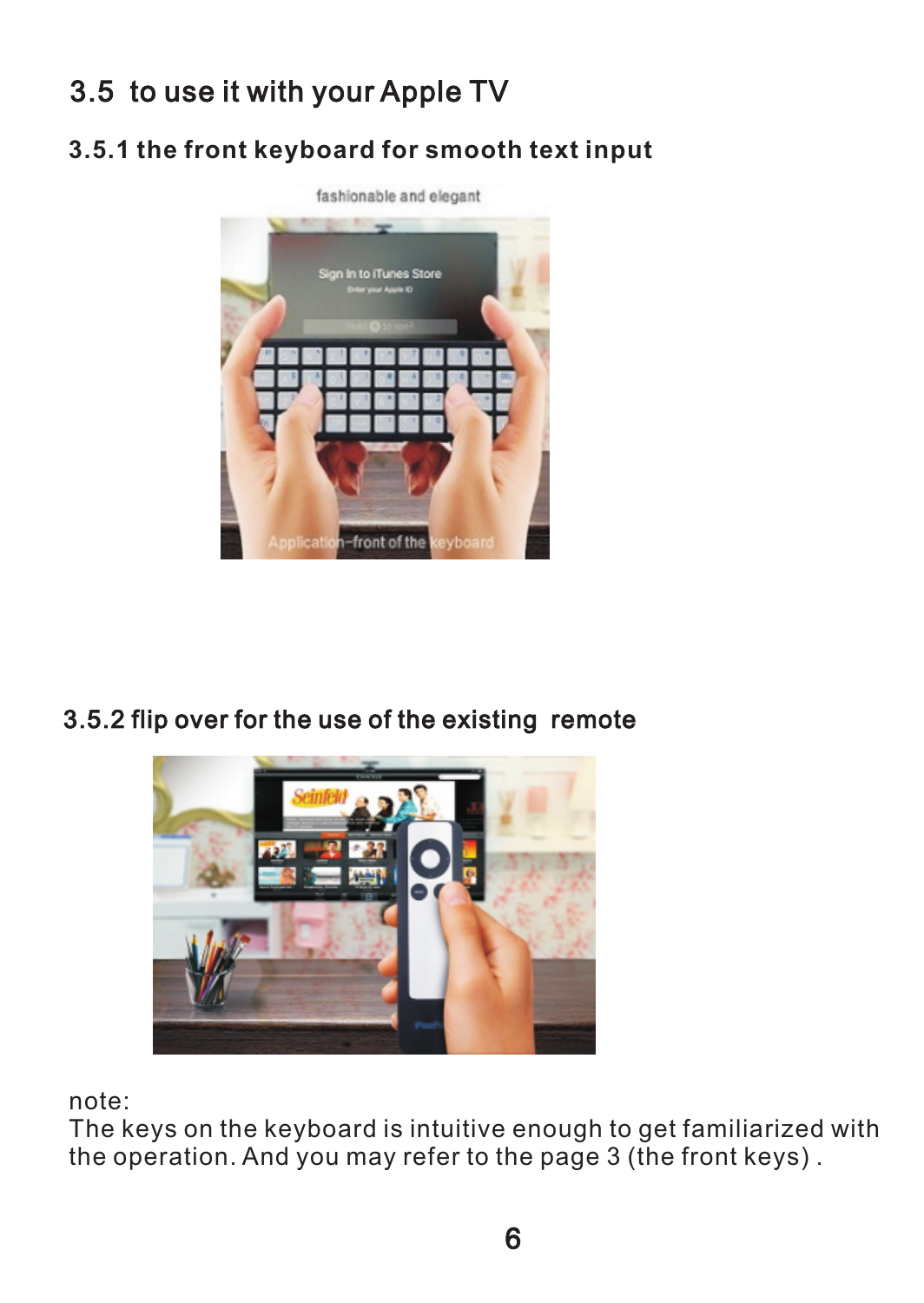## 3.5 to use it with your Apple TV

### 3.5.1 the front keyboard for smooth text input

### 3.5.2 flip over for the use of the existing remote

note:
The keys on the keyboard is intuitive enough to get familiarized with the operation. And you may refer to the page 3 (the front keys) .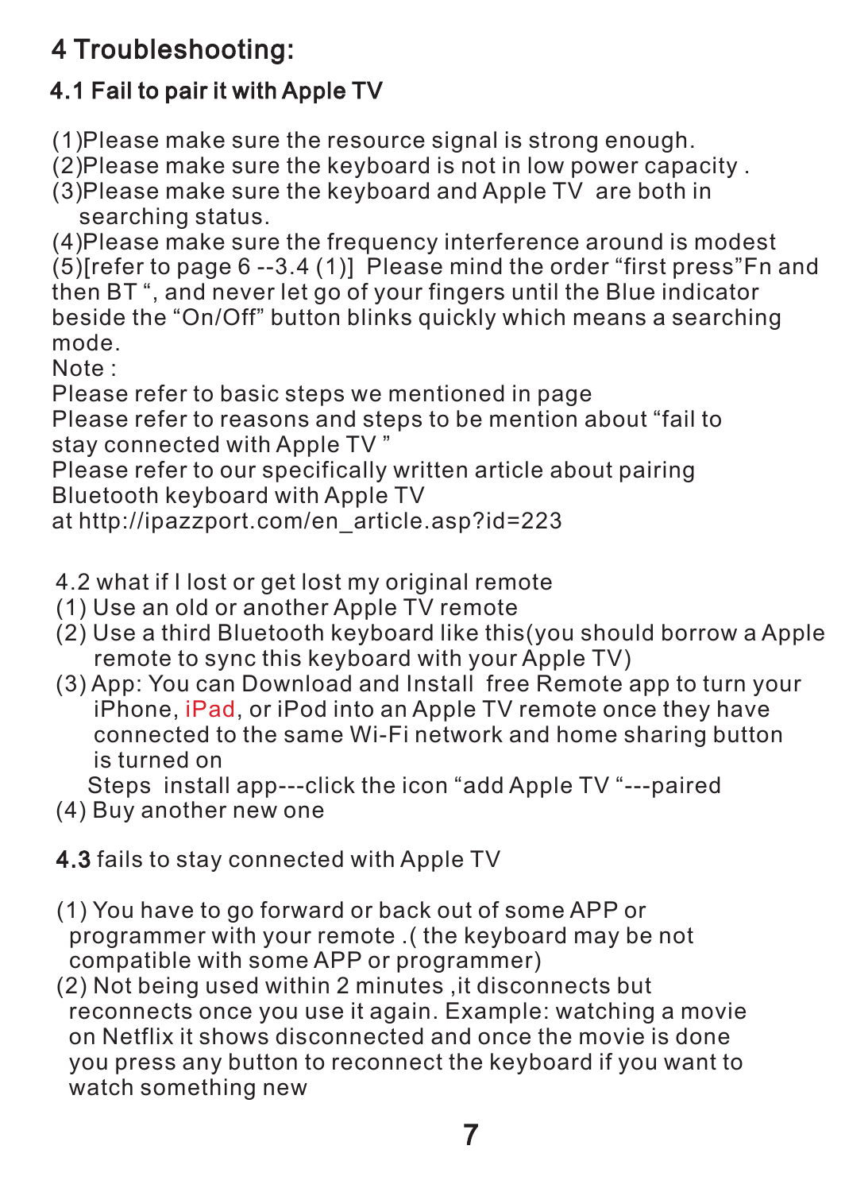# 4 Troubleshooting:

## 4.1 Fail to pair it with Apple TV

(1)Please make sure the resource signal is strong enough.
(2)Please make sure the keyboard is not in low power capacity .
(3)Please make sure the keyboard and Apple TV are both in searching status.
(4)Please make sure the frequency interference around is modest
(5)[refer to page 6 --3.4 (1)] Please mind the order “first press”Fn and then BT “, and never let go of your fingers until the Blue indicator beside the “On/Off” button blinks quickly which means a searching mode.

Note :
Please refer to basic steps we mentioned in page
Please refer to reasons and steps to be mention about “fail to stay connected with Apple TV ”
Please refer to our specifically written article about pairing Bluetooth keyboard with Apple TV
at http://ipazzport.com/en_article.asp?id=223

## 4.2 what if I lost or get lost my original remote

(1) Use an old or another Apple TV remote
(2) Use a third Bluetooth keyboard like this(you should borrow a Apple remote to sync this keyboard with your Apple TV)
(3) App: You can Download and Install free Remote app to turn your iPhone, iPad, or iPod into an Apple TV remote once they have connected to the same Wi-Fi network and home sharing button is turned on
Steps install app---click the icon “add Apple TV “---paired
(4) Buy another new one

## 4.3 fails to stay connected with Apple TV

(1) You have to go forward or back out of some APP or programmer with your remote .( the keyboard may be not compatible with some APP or programmer)
(2) Not being used within 2 minutes ,it disconnects but reconnects once you use it again. Example: watching a movie on Netflix it shows disconnected and once the movie is done you press any button to reconnect the keyboard if you want to watch something new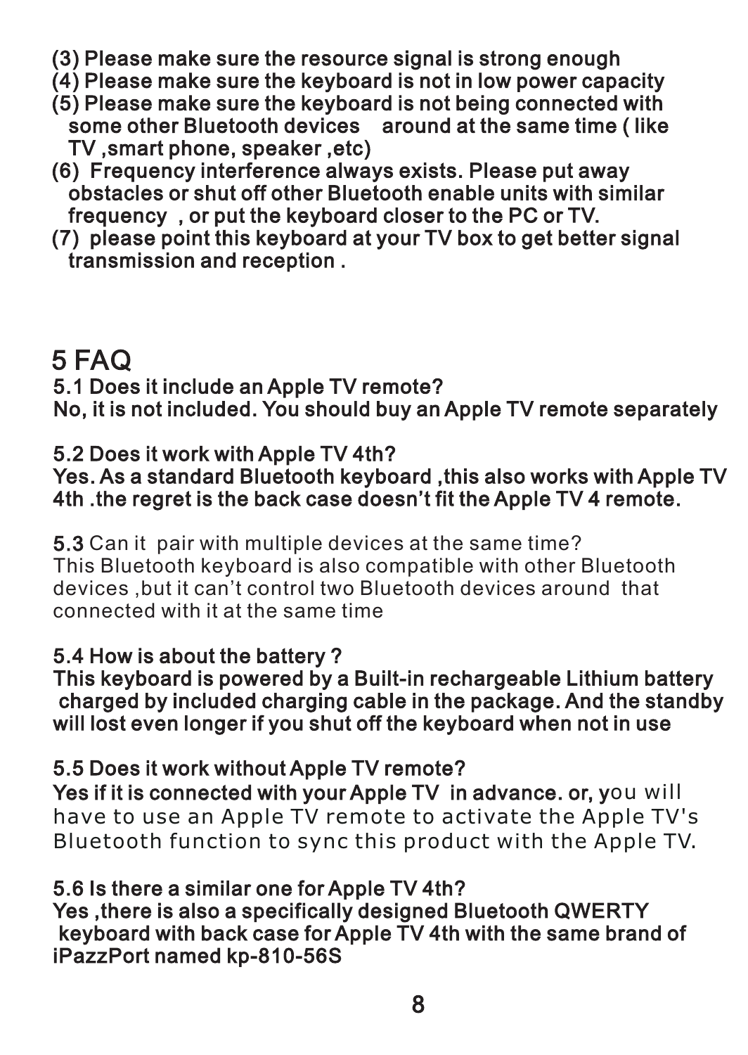(3) Please make sure the resource signal is strong enough
(4) Please make sure the keyboard is not in low power capacity
(5) Please make sure the keyboard is not being connected with some other Bluetooth devices around at the same time ( like TV ,smart phone, speaker ,etc)
(6) Frequency interference always exists. Please put away obstacles or shut off other Bluetooth enable units with similar frequency , or put the keyboard closer to the PC or TV.
(7) please point this keyboard at your TV box to get better signal transmission and reception .

# 5 FAQ

**5.1 Does it include an Apple TV remote?**
**No, it is not included. You should buy an Apple TV remote separately**

**5.2 Does it work with Apple TV 4th?**
**Yes. As a standard Bluetooth keyboard ,this also works with Apple TV 4th .the regret is the back case doesn't fit the Apple TV 4 remote.**

**5.3** Can it pair with multiple devices at the same time?
This Bluetooth keyboard is also compatible with other Bluetooth devices ,but it can't control two Bluetooth devices around that connected with it at the same time

**5.4 How is about the battery ?**
**This keyboard is powered by a Built-in rechargeable Lithium battery charged by included charging cable in the package. And the standby will lost even longer if you shut off the keyboard when not in use**

**5.5 Does it work without Apple TV remote?**
**Yes if it is connected with your Apple TV in advance. or, y**ou will have to use an Apple TV remote to activate the Apple TV's Bluetooth function to sync this product with the Apple TV.

**5.6 Is there a similar one for Apple TV 4th?**
**Yes ,there is also a specifically designed Bluetooth QWERTY keyboard with back case for Apple TV 4th with the same brand of iPazzPort named kp-810-56S**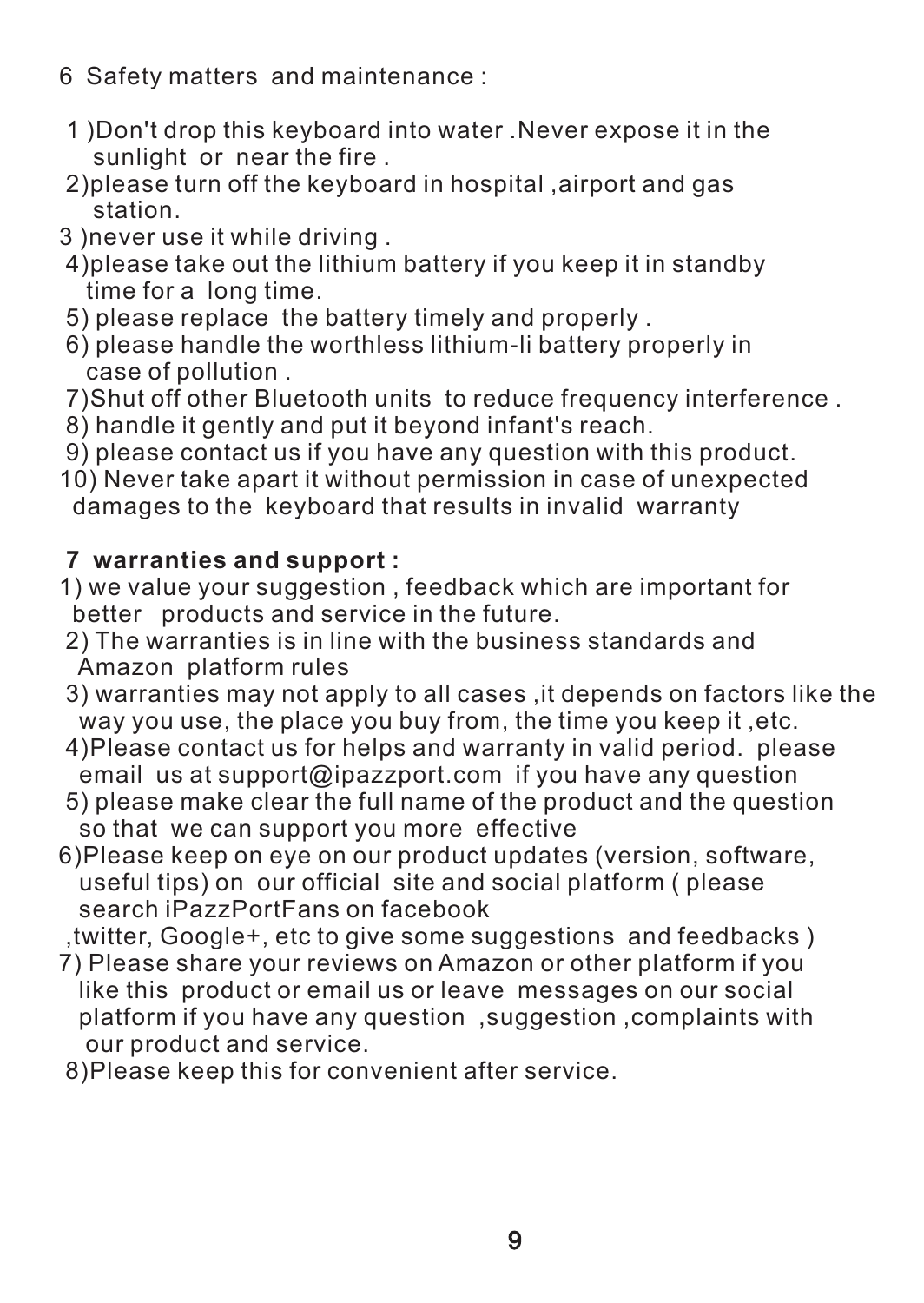## 6 Safety matters and maintenance :

1 )Don't drop this keyboard into water .Never expose it in the sunlight or near the fire .
2)please turn off the keyboard in hospital ,airport and gas station.
3 )never use it while driving .
4)please take out the lithium battery if you keep it in standby time for a long time.
5) please replace the battery timely and properly .
6) please handle the worthless lithium-li battery properly in case of pollution .
7)Shut off other Bluetooth units to reduce frequency interference .
8) handle it gently and put it beyond infant's reach.
9) please contact us if you have any question with this product.
10) Never take apart it without permission in case of unexpected damages to the keyboard that results in invalid warranty

## **7 warranties and support :**

1) we value your suggestion , feedback which are important for better products and service in the future.
2) The warranties is in line with the business standards and Amazon platform rules
3) warranties may not apply to all cases ,it depends on factors like the way you use, the place you buy from, the time you keep it ,etc.
4)Please contact us for helps and warranty in valid period. please email us at support@ipazzport.com if you have any question
5) please make clear the full name of the product and the question so that we can support you more effective
6)Please keep on eye on our product updates (version, software, useful tips) on our official site and social platform ( please search iPazzPortFans on facebook ,twitter, Google+, etc to give some suggestions and feedbacks )
7) Please share your reviews on Amazon or other platform if you like this product or email us or leave messages on our social platform if you have any question ,suggestion ,complaints with our product and service.
8)Please keep this for convenient after service.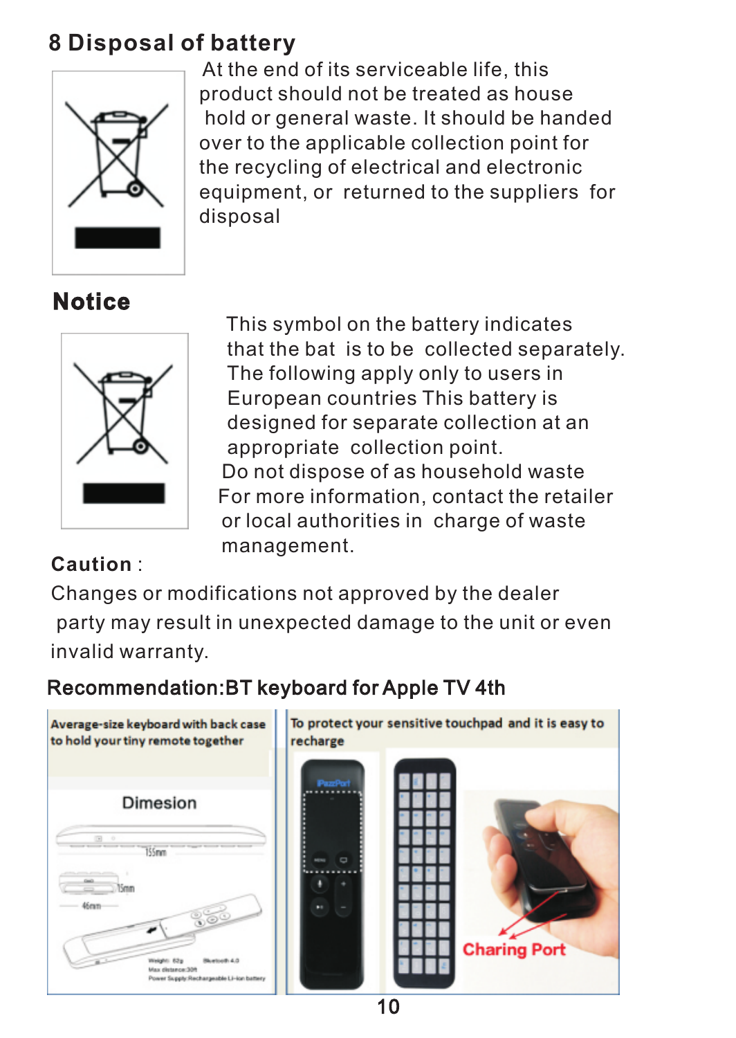## 8 Disposal of battery

At the end of its serviceable life, this product should not be treated as house hold or general waste. It should be handed over to the applicable collection point for the recycling of electrical and electronic equipment, or returned to the suppliers for disposal

## Notice

This symbol on the battery indicates that the bat is to be collected separately. The following apply only to users in European countries This battery is designed for separate collection at an appropriate collection point.
Do not dispose of as household waste
For more information, contact the retailer or local authorities in charge of waste management.

**Caution**:

Changes or modifications not approved by the dealer party may result in unexpected damage to the unit or even invalid warranty.

### Recommendation:BT keyboard for Apple TV 4th

Average-size keyboard with back case to hold your tiny remote together

Dimesion

155mm

15mm

46mm

Weight: 62g
Bluetooth 4.0
Max distance:30ft
Power Supply:Rechargeable Li-ion battery

To protect your sensitive touchpad and it is easy to recharge

Charing Port